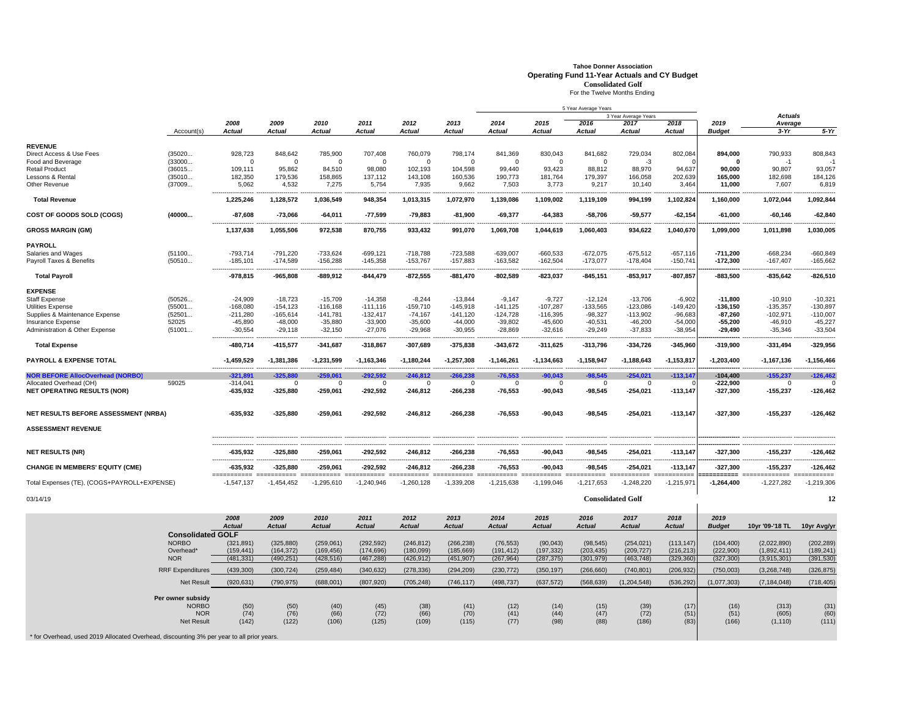# Tahoe Donner Association
## Operating Fund 11-Year Actuals and CY Budget
### Consolidated Golf
For the Twelve Months Ending

| | Account(s) | 2008 Actual | 2009 Actual | 2010 Actual | 2011 Actual | 2012 Actual | 2013 Actual | 2014 Actual | 2015 Actual | 2016 Actual | 2017 Actual | 2018 Actual | 2019 Budget | Actuals Average 3-Yr | Actuals Average 5-Yr |
|---|---|---|---|---|---|---|---|---|---|---|---|---|---|---|---|
| | | | | | | | | 5 Year Average Years | | | | | | | |
| | | | | | | | | | | 3 Year Average Years | | | | | |
| **REVENUE** | | | | | | | | | | | | | | | |
| Direct Access & Use Fees | (35020... | 928,723 | 848,642 | 785,900 | 707,408 | 760,079 | 798,174 | 841,369 | 830,043 | 841,682 | 729,034 | 802,084 | **894,000** | 790,933 | 808,843 |
| Food and Beverage | (33000... | 0 | 0 | 0 | 0 | 0 | 0 | 0 | 0 | 0 | -3 | 0 | **0** | -1 | -1 |
| Retail Product | (36015... | 109,111 | 95,862 | 84,510 | 98,080 | 102,193 | 104,598 | 99,440 | 93,423 | 88,812 | 88,970 | 94,637 | **90,000** | 90,807 | 93,057 |
| Lessons & Rental | (35010... | 182,350 | 179,536 | 158,865 | 137,112 | 143,108 | 160,536 | 190,773 | 181,764 | 179,397 | 166,058 | 202,639 | **165,000** | 182,698 | 184,126 |
| Other Revenue | (37009... | 5,062 | 4,532 | 7,275 | 5,754 | 7,935 | 9,662 | 7,503 | 3,773 | 9,217 | 10,140 | 3,464 | **11,000** | 7,607 | 6,819 |
| **Total Revenue** | | **1,225,246** | **1,128,572** | **1,036,549** | **948,354** | **1,013,315** | **1,072,970** | **1,139,086** | **1,109,002** | **1,119,109** | **994,199** | **1,102,824** | **1,160,000** | **1,072,044** | **1,092,844** |
| **COST OF GOODS SOLD (COGS)** | **(40000...** | **-87,608** | **-73,066** | **-64,011** | **-77,599** | **-79,883** | **-81,900** | **-69,377** | **-64,383** | **-58,706** | **-59,577** | **-62,154** | **-61,000** | **-60,146** | **-62,840** |
| **GROSS MARGIN (GM)** | | **1,137,638** | **1,055,506** | **972,538** | **870,755** | **933,432** | **991,070** | **1,069,708** | **1,044,619** | **1,060,403** | **934,622** | **1,040,670** | **1,099,000** | **1,011,898** | **1,030,005** |
| **PAYROLL** | | | | | | | | | | | | | | | |
| Salaries and Wages | (51100... | -793,714 | -791,220 | -733,624 | -699,121 | -718,788 | -723,588 | -639,007 | -660,533 | -672,075 | -675,512 | -657,116 | **-711,200** | -668,234 | -660,849 |
| Payroll Taxes & Benefits | (50510... | -185,101 | -174,589 | -156,288 | -145,358 | -153,767 | -157,883 | -163,582 | -162,504 | -173,077 | -178,404 | -150,741 | **-172,300** | -167,407 | -165,662 |
| **Total Payroll** | | **-978,815** | **-965,808** | **-889,912** | **-844,479** | **-872,555** | **-881,470** | **-802,589** | **-823,037** | **-845,151** | **-853,917** | **-807,857** | **-883,500** | **-835,642** | **-826,510** |
| **EXPENSE** | | | | | | | | | | | | | | | |
| Staff Expense | (50526... | -24,909 | -18,723 | -15,709 | -14,358 | -8,244 | -13,844 | -9,147 | -9,727 | -12,124 | -13,706 | -6,902 | **-11,800** | -10,910 | -10,321 |
| Utilities Expense | (55001... | -168,080 | -154,123 | -116,168 | -111,116 | -159,710 | -145,918 | -141,125 | -107,287 | -133,565 | -123,086 | -149,420 | **-136,150** | -135,357 | -130,897 |
| Supplies & Maintenance Expense | (52501... | -211,280 | -165,614 | -141,781 | -132,417 | -74,167 | -141,120 | -124,728 | -116,395 | -98,327 | -113,902 | -96,683 | **-87,260** | -102,971 | -110,007 |
| Insurance Expense | 52025 | -45,890 | -48,000 | -35,880 | -33,900 | -35,600 | -44,000 | -39,802 | -45,600 | -40,531 | -46,200 | -54,000 | **-55,200** | -46,910 | -45,227 |
| Administration & Other Expense | (51001... | -30,554 | -29,118 | -32,150 | -27,076 | -29,968 | -30,955 | -28,869 | -32,616 | -29,249 | -37,833 | -38,954 | **-29,490** | -35,346 | -33,504 |
| **Total Expense** | | **-480,714** | **-415,577** | **-341,687** | **-318,867** | **-307,689** | **-375,838** | **-343,672** | **-311,625** | **-313,796** | **-334,726** | **-345,960** | **-319,900** | **-331,494** | **-329,956** |
| **PAYROLL & EXPENSE TOTAL** | | **-1,459,529** | **-1,381,386** | **-1,231,599** | **-1,163,346** | **-1,180,244** | **-1,257,308** | **-1,146,261** | **-1,134,663** | **-1,158,947** | **-1,188,643** | **-1,153,817** | **-1,203,400** | **-1,167,136** | **-1,156,466** |
| **NOR BEFORE AllocOverhead (NORBO)** | | **-321,891** | **-325,880** | **-259,061** | **-292,592** | **-246,812** | **-266,238** | **-76,553** | **-90,043** | **-98,545** | **-254,021** | **-113,147** | **-104,400** | **-155,237** | **-126,462** |
| Allocated Overhead (OH) | 59025 | -314,041 | 0 | 0 | 0 | 0 | 0 | 0 | 0 | 0 | 0 | 0 | **-222,900** | 0 | 0 |
| **NET OPERATING RESULTS (NOR)** | | **-635,932** | **-325,880** | **-259,061** | **-292,592** | **-246,812** | **-266,238** | **-76,553** | **-90,043** | **-98,545** | **-254,021** | **-113,147** | **-327,300** | **-155,237** | **-126,462** |
| **NET RESULTS BEFORE ASSESSMENT (NRBA)** | | **-635,932** | **-325,880** | **-259,061** | **-292,592** | **-246,812** | **-266,238** | **-76,553** | **-90,043** | **-98,545** | **-254,021** | **-113,147** | **-327,300** | **-155,237** | **-126,462** |
| **ASSESSMENT REVENUE** | | | | | | | | | | | | | | | |
| **NET RESULTS (NR)** | | **-635,932** | **-325,880** | **-259,061** | **-292,592** | **-246,812** | **-266,238** | **-76,553** | **-90,043** | **-98,545** | **-254,021** | **-113,147** | **-327,300** | **-155,237** | **-126,462** |
| **CHANGE IN MEMBERS' EQUITY (CME)** | | **-635,932** | **-325,880** | **-259,061** | **-292,592** | **-246,812** | **-266,238** | **-76,553** | **-90,043** | **-98,545** | **-254,021** | **-113,147** | **-327,300** | **-155,237** | **-126,462** |
| Total Expenses (TE), (COGS+PAYROLL+EXPENSE) | | -1,547,137 | -1,454,452 | -1,295,610 | -1,240,946 | -1,260,128 | -1,339,208 | -1,215,638 | -1,199,046 | -1,217,653 | -1,248,220 | -1,215,971 | **-1,264,400** | -1,227,282 | -1,219,306 |

03/14/19 **Consolidated Golf**

| | 2008 Actual | 2009 Actual | 2010 Actual | 2011 Actual | 2012 Actual | 2013 Actual | 2014 Actual | 2015 Actual | 2016 Actual | 2017 Actual | 2018 Actual | 2019 Budget | 10yr '09-'18 TL | 10yr Avg/yr |
|---|---|---|---|---|---|---|---|---|---|---|---|---|---|---|
| **Consolidated GOLF** | | | | | | | | | | | | | | |
| NORBO | (321,891) | (325,880) | (259,061) | (292,592) | (246,812) | (266,238) | (76,553) | (90,043) | (98,545) | (254,021) | (113,147) | (104,400) | (2,022,890) | (202,289) |
| Overhead* | (159,441) | (164,372) | (169,456) | (174,696) | (180,099) | (185,669) | (191,412) | (197,332) | (203,435) | (209,727) | (216,213) | (222,900) | (1,892,411) | (189,241) |
| NOR | (481,331) | (490,251) | (428,516) | (467,288) | (426,912) | (451,907) | (267,964) | (287,375) | (301,979) | (463,748) | (329,360) | (327,300) | (3,915,301) | (391,530) |
| RRF Expenditures | (439,300) | (300,724) | (259,484) | (340,632) | (278,336) | (294,209) | (230,772) | (350,197) | (266,660) | (740,801) | (206,932) | (750,003) | (3,268,748) | (326,875) |
| Net Result | (920,631) | (790,975) | (688,001) | (807,920) | (705,248) | (746,117) | (498,737) | (637,572) | (568,639) | (1,204,548) | (536,292) | (1,077,303) | (7,184,048) | (718,405) |
| **Per owner subsidy** | | | | | | | | | | | | | | |
| NORBO | (50) | (50) | (40) | (45) | (38) | (41) | (12) | (14) | (15) | (39) | (17) | (16) | (313) | (31) |
| NOR | (74) | (76) | (66) | (72) | (66) | (70) | (41) | (44) | (47) | (72) | (51) | (51) | (605) | (60) |
| Net Result | (142) | (122) | (106) | (125) | (109) | (115) | (77) | (98) | (88) | (186) | (83) | (166) | (1,110) | (111) |

* for Overhead, used 2019 Allocated Overhead, discounting 3% per year to all prior years.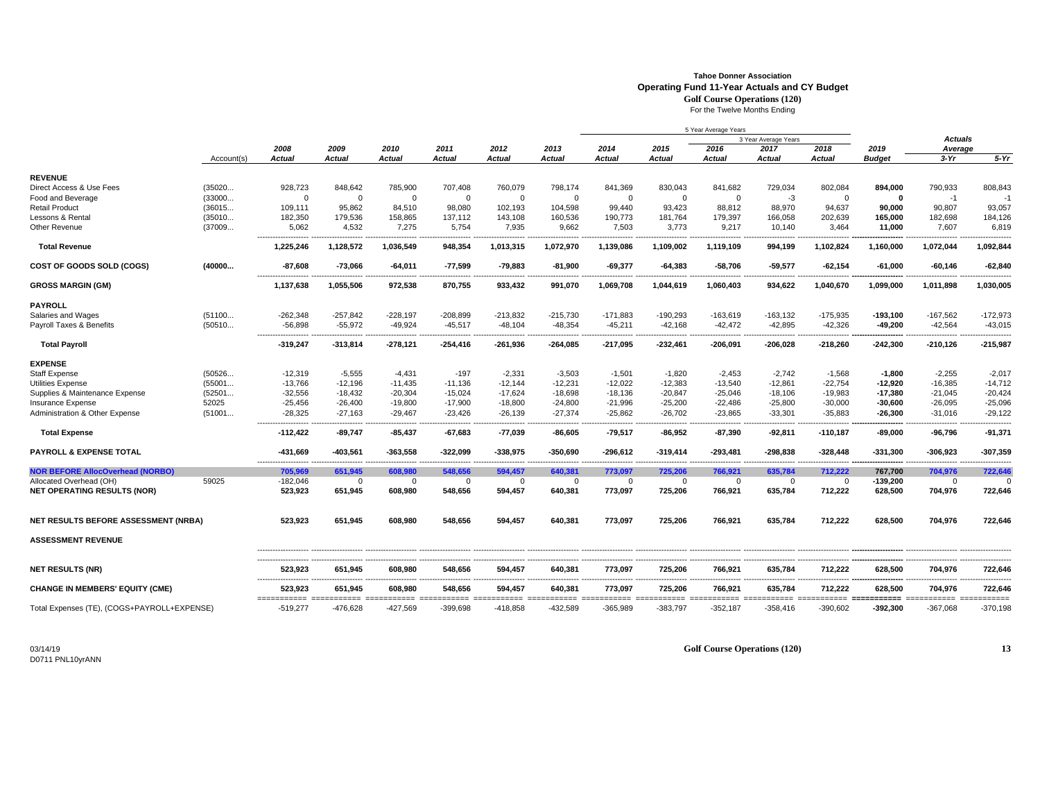**Tahoe Donner Association**
**Operating Fund 11-Year Actuals and CY Budget**
**Golf Course Operations (120)**
For the Twelve Months Ending

| | Account(s) | 2008 Actual | 2009 Actual | 2010 Actual | 2011 Actual | 2012 Actual | 2013 Actual | 2014 Actual | 2015 Actual | 2016 Actual | 2017 Actual | 2018 Actual | 2019 Budget | Actuals Average 3-Yr | Actuals Average 5-Yr |
|---|---|---|---|---|---|---|---|---|---|---|---|---|---|---|---|
| **REVENUE** | | | | | | | | | | | | | | | |
| Direct Access & Use Fees | (35020... | 928,723 | 848,642 | 785,900 | 707,408 | 760,079 | 798,174 | 841,369 | 830,043 | 841,682 | 729,034 | 802,084 | **894,000** | 790,933 | 808,843 |
| Food and Beverage | (33000... | 0 | 0 | 0 | 0 | 0 | 0 | 0 | 0 | 0 | -3 | 0 | **0** | -1 | -1 |
| Retail Product | (36015... | 109,111 | 95,862 | 84,510 | 98,080 | 102,193 | 104,598 | 99,440 | 93,423 | 88,812 | 88,970 | 94,637 | **90,000** | 90,807 | 93,057 |
| Lessons & Rental | (35010... | 182,350 | 179,536 | 158,865 | 137,112 | 143,108 | 160,536 | 190,773 | 181,764 | 179,397 | 166,058 | 202,639 | **165,000** | 182,698 | 184,126 |
| Other Revenue | (37009... | 5,062 | 4,532 | 7,275 | 5,754 | 7,935 | 9,662 | 7,503 | 3,773 | 9,217 | 10,140 | 3,464 | **11,000** | 7,607 | 6,819 |
| **Total Revenue** | | **1,225,246** | **1,128,572** | **1,036,549** | **948,354** | **1,013,315** | **1,072,970** | **1,139,086** | **1,109,002** | **1,119,109** | **994,199** | **1,102,824** | **1,160,000** | **1,072,044** | **1,092,844** |
| **COST OF GOODS SOLD (COGS)** | **(40000...** | **-87,608** | **-73,066** | **-64,011** | **-77,599** | **-79,883** | **-81,900** | **-69,377** | **-64,383** | **-58,706** | **-59,577** | **-62,154** | **-61,000** | **-60,146** | **-62,840** |
| **GROSS MARGIN (GM)** | | **1,137,638** | **1,055,506** | **972,538** | **870,755** | **933,432** | **991,070** | **1,069,708** | **1,044,619** | **1,060,403** | **934,622** | **1,040,670** | **1,099,000** | **1,011,898** | **1,030,005** |
| **PAYROLL** | | | | | | | | | | | | | | | |
| Salaries and Wages | (51100... | -262,348 | -257,842 | -228,197 | -208,899 | -213,832 | -215,730 | -171,883 | -190,293 | -163,619 | -163,132 | -175,935 | **-193,100** | -167,562 | -172,973 |
| Payroll Taxes & Benefits | (50510... | -56,898 | -55,972 | -49,924 | -45,517 | -48,104 | -48,354 | -45,211 | -42,168 | -42,472 | -42,895 | -42,326 | **-49,200** | -42,564 | -43,015 |
| **Total Payroll** | | **-319,247** | **-313,814** | **-278,121** | **-254,416** | **-261,936** | **-264,085** | **-217,095** | **-232,461** | **-206,091** | **-206,028** | **-218,260** | **-242,300** | **-210,126** | **-215,987** |
| **EXPENSE** | | | | | | | | | | | | | | | |
| Staff Expense | (50526... | -12,319 | -5,555 | -4,431 | -197 | -2,331 | -3,503 | -1,501 | -1,820 | -2,453 | -2,742 | -1,568 | **-1,800** | -2,255 | -2,017 |
| Utilities Expense | (55001... | -13,766 | -12,196 | -11,435 | -11,136 | -12,144 | -12,231 | -12,022 | -12,383 | -13,540 | -12,861 | -22,754 | **-12,920** | -16,385 | -14,712 |
| Supplies & Maintenance Expense | (52501... | -32,556 | -18,432 | -20,304 | -15,024 | -17,624 | -18,698 | -18,136 | -20,847 | -25,046 | -18,106 | -19,983 | **-17,380** | -21,045 | -20,424 |
| Insurance Expense | 52025 | -25,456 | -26,400 | -19,800 | -17,900 | -18,800 | -24,800 | -21,996 | -25,200 | -22,486 | -25,800 | -30,000 | **-30,600** | -26,095 | -25,096 |
| Administration & Other Expense | (51001... | -28,325 | -27,163 | -29,467 | -23,426 | -26,139 | -27,374 | -25,862 | -26,702 | -23,865 | -33,301 | -35,883 | **-26,300** | -31,016 | -29,122 |
| **Total Expense** | | **-112,422** | **-89,747** | **-85,437** | **-67,683** | **-77,039** | **-86,605** | **-79,517** | **-86,952** | **-87,390** | **-92,811** | **-110,187** | **-89,000** | **-96,796** | **-91,371** |
| **PAYROLL & EXPENSE TOTAL** | | **-431,669** | **-403,561** | **-363,558** | **-322,099** | **-338,975** | **-350,690** | **-296,612** | **-319,414** | **-293,481** | **-298,838** | **-328,448** | **-331,300** | **-306,923** | **-307,359** |
| **NOR BEFORE AllocOverhead (NORBO)** | | **705,969** | **651,945** | **608,980** | **548,656** | **594,457** | **640,381** | **773,097** | **725,206** | **766,921** | **635,784** | **712,222** | **767,700** | **704,976** | **722,646** |
| Allocated Overhead (OH) | 59025 | -182,046 | 0 | 0 | 0 | 0 | 0 | 0 | 0 | 0 | 0 | 0 | **-139,200** | 0 | 0 |
| **NET OPERATING RESULTS (NOR)** | | **523,923** | **651,945** | **608,980** | **548,656** | **594,457** | **640,381** | **773,097** | **725,206** | **766,921** | **635,784** | **712,222** | **628,500** | **704,976** | **722,646** |
| **NET RESULTS BEFORE ASSESSMENT (NRBA)** | | **523,923** | **651,945** | **608,980** | **548,656** | **594,457** | **640,381** | **773,097** | **725,206** | **766,921** | **635,784** | **712,222** | **628,500** | **704,976** | **722,646** |
| **ASSESSMENT REVENUE** | | | | | | | | | | | | | | | |
| **NET RESULTS (NR)** | | **523,923** | **651,945** | **608,980** | **548,656** | **594,457** | **640,381** | **773,097** | **725,206** | **766,921** | **635,784** | **712,222** | **628,500** | **704,976** | **722,646** |
| **CHANGE IN MEMBERS' EQUITY (CME)** | | **523,923** | **651,945** | **608,980** | **548,656** | **594,457** | **640,381** | **773,097** | **725,206** | **766,921** | **635,784** | **712,222** | **628,500** | **704,976** | **722,646** |
| Total Expenses (TE), (COGS+PAYROLL+EXPENSE) | | -519,277 | -476,628 | -427,569 | -399,698 | -418,858 | -432,589 | -365,989 | -383,797 | -352,187 | -358,416 | -390,602 | **-392,300** | -367,068 | -370,198 |

Note: In the column headers, 2014–2018 are grouped as "5 Year Average Years" and 2016–2018 as "3 Year Average Years".

03/14/19
D0711 PNL10yrANN

**Golf Course Operations (120)**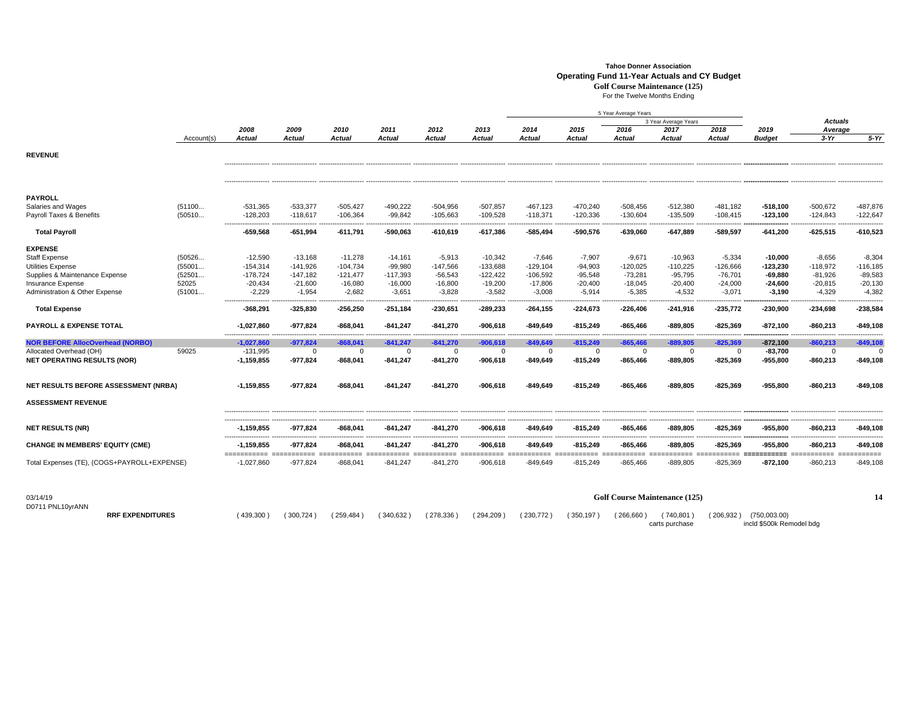# Tahoe Donner Association
## Operating Fund 11-Year Actuals and CY Budget
### Golf Course Maintenance (125)
For the Twelve Months Ending

| | Account(s) | 2008 Actual | 2009 Actual | 2010 Actual | 2011 Actual | 2012 Actual | 2013 Actual | 2014 Actual | 2015 Actual | 2016 Actual | 2017 Actual | 2018 Actual | 2019 Budget | Actuals Average 3-Yr | Actuals Average 5-Yr |
|---|---|---|---|---|---|---|---|---|---|---|---|---|---|---|---|
| | | | | | | | | 5 Year Average Years | | | 3 Year Average Years | | | | |
| **REVENUE** | | | | | | | | | | | | | | | |
| **PAYROLL** | | | | | | | | | | | | | | | |
| Salaries and Wages | (51100... | -531,365 | -533,377 | -505,427 | -490,222 | -504,956 | -507,857 | -467,123 | -470,240 | -508,456 | -512,380 | -481,182 | **-518,100** | -500,672 | -487,876 |
| Payroll Taxes & Benefits | (50510... | -128,203 | -118,617 | -106,364 | -99,842 | -105,663 | -109,528 | -118,371 | -120,336 | -130,604 | -135,509 | -108,415 | **-123,100** | -124,843 | -122,647 |
| **Total Payroll** | | **-659,568** | **-651,994** | **-611,791** | **-590,063** | **-610,619** | **-617,386** | **-585,494** | **-590,576** | **-639,060** | **-647,889** | **-589,597** | **-641,200** | **-625,515** | **-610,523** |
| **EXPENSE** | | | | | | | | | | | | | | | |
| Staff Expense | (50526... | -12,590 | -13,168 | -11,278 | -14,161 | -5,913 | -10,342 | -7,646 | -7,907 | -9,671 | -10,963 | -5,334 | **-10,000** | -8,656 | -8,304 |
| Utilities Expense | (55001... | -154,314 | -141,926 | -104,734 | -99,980 | -147,566 | -133,688 | -129,104 | -94,903 | -120,025 | -110,225 | -126,666 | **-123,230** | -118,972 | -116,185 |
| Supplies & Maintenance Expense | (52501... | -178,724 | -147,182 | -121,477 | -117,393 | -56,543 | -122,422 | -106,592 | -95,548 | -73,281 | -95,795 | -76,701 | **-69,880** | -81,926 | -89,583 |
| Insurance Expense | 52025 | -20,434 | -21,600 | -16,080 | -16,000 | -16,800 | -19,200 | -17,806 | -20,400 | -18,045 | -20,400 | -24,000 | **-24,600** | -20,815 | -20,130 |
| Administration & Other Expense | (51001... | -2,229 | -1,954 | -2,682 | -3,651 | -3,828 | -3,582 | -3,008 | -5,914 | -5,385 | -4,532 | -3,071 | **-3,190** | -4,329 | -4,382 |
| **Total Expense** | | **-368,291** | **-325,830** | **-256,250** | **-251,184** | **-230,651** | **-289,233** | **-264,155** | **-224,673** | **-226,406** | **-241,916** | **-235,772** | **-230,900** | **-234,698** | **-238,584** |
| **PAYROLL & EXPENSE TOTAL** | | **-1,027,860** | **-977,824** | **-868,041** | **-841,247** | **-841,270** | **-906,618** | **-849,649** | **-815,249** | **-865,466** | **-889,805** | **-825,369** | **-872,100** | **-860,213** | **-849,108** |
| **NOR BEFORE AllocOverhead (NORBO)** | | **-1,027,860** | **-977,824** | **-868,041** | **-841,247** | **-841,270** | **-906,618** | **-849,649** | **-815,249** | **-865,466** | **-889,805** | **-825,369** | **-872,100** | **-860,213** | **-849,108** |
| Allocated Overhead (OH) | 59025 | -131,995 | 0 | 0 | 0 | 0 | 0 | 0 | 0 | 0 | 0 | 0 | **-83,700** | 0 | 0 |
| **NET OPERATING RESULTS (NOR)** | | **-1,159,855** | **-977,824** | **-868,041** | **-841,247** | **-841,270** | **-906,618** | **-849,649** | **-815,249** | **-865,466** | **-889,805** | **-825,369** | **-955,800** | **-860,213** | **-849,108** |
| **NET RESULTS BEFORE ASSESSMENT (NRBA)** | | **-1,159,855** | **-977,824** | **-868,041** | **-841,247** | **-841,270** | **-906,618** | **-849,649** | **-815,249** | **-865,466** | **-889,805** | **-825,369** | **-955,800** | **-860,213** | **-849,108** |
| **ASSESSMENT REVENUE** | | | | | | | | | | | | | | | |
| **NET RESULTS (NR)** | | **-1,159,855** | **-977,824** | **-868,041** | **-841,247** | **-841,270** | **-906,618** | **-849,649** | **-815,249** | **-865,466** | **-889,805** | **-825,369** | **-955,800** | **-860,213** | **-849,108** |
| **CHANGE IN MEMBERS' EQUITY (CME)** | | **-1,159,855** | **-977,824** | **-868,041** | **-841,247** | **-841,270** | **-906,618** | **-849,649** | **-815,249** | **-865,466** | **-889,805** | **-825,369** | **-955,800** | **-860,213** | **-849,108** |
| Total Expenses (TE), (COGS+PAYROLL+EXPENSE) | | -1,027,860 | -977,824 | -868,041 | -841,247 | -841,270 | -906,618 | -849,649 | -815,249 | -865,466 | -889,805 | -825,369 | **-872,100** | -860,213 | -849,108 |

03/14/19
D0711 PNL10yrANN

| | 2008 | 2009 | 2010 | 2011 | 2012 | 2013 | 2014 | 2015 | 2016 | 2017 | 2018 | 2019 |
|---|---|---|---|---|---|---|---|---|---|---|---|---|
| **RRF EXPENDITURES** | ( 439,300 ) | ( 300,724 ) | ( 259,484 ) | ( 340,632 ) | ( 278,336 ) | ( 294,209 ) | ( 230,772 ) | ( 350,197 ) | ( 266,660 ) | ( 740,801 ) carts purchase | ( 206,932 ) | (750,003.00) incld $500k Remodel bdg |